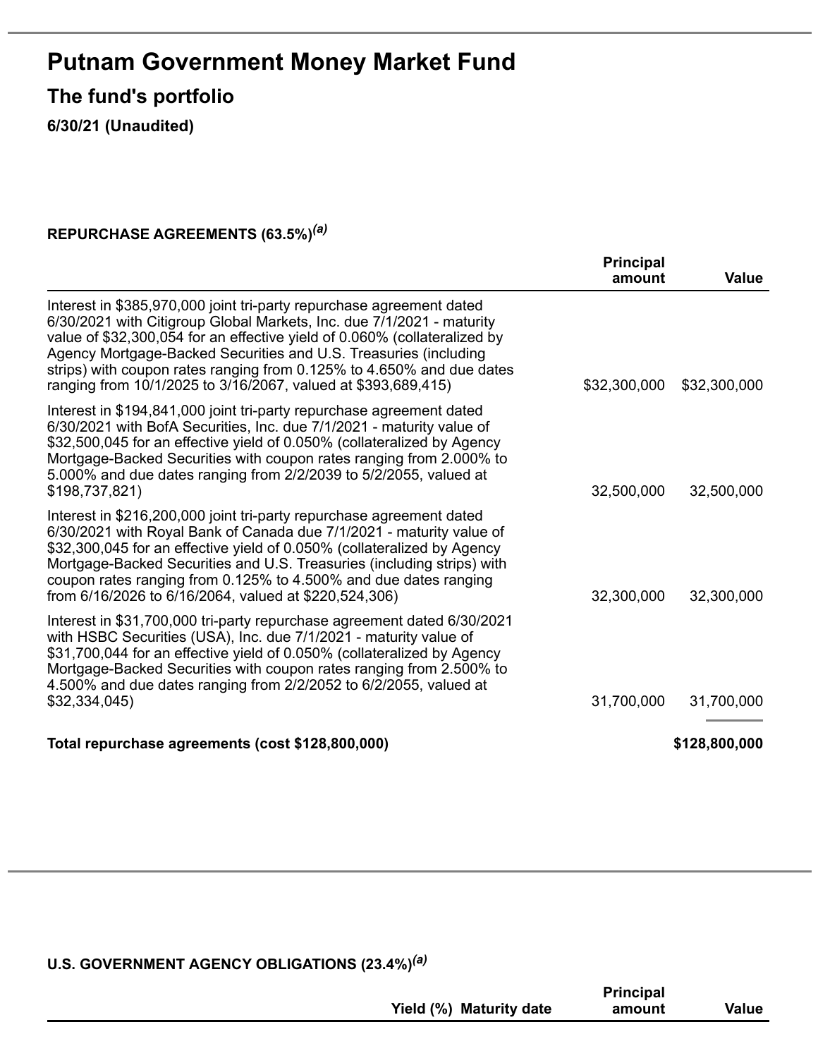# Putnam Government Money Market Fund

## The fund's portfolio

**6/30/21 (Unaudited)**

**REPURCHASE AGREEMENTS (63.5%)[(a)]**

| | Principal amount | Value |
|---|---|---|
| Interest in $385,970,000 joint tri-party repurchase agreement dated 6/30/2021 with Citigroup Global Markets, Inc. due 7/1/2021 - maturity value of $32,300,054 for an effective yield of 0.060% (collateralized by Agency Mortgage-Backed Securities and U.S. Treasuries (including strips) with coupon rates ranging from 0.125% to 4.650% and due dates ranging from 10/1/2025 to 3/16/2067, valued at $393,689,415) | $32,300,000 | $32,300,000 |
| Interest in $194,841,000 joint tri-party repurchase agreement dated 6/30/2021 with BofA Securities, Inc. due 7/1/2021 - maturity value of $32,500,045 for an effective yield of 0.050% (collateralized by Agency Mortgage-Backed Securities with coupon rates ranging from 2.000% to 5.000% and due dates ranging from 2/2/2039 to 5/2/2055, valued at $198,737,821) | 32,500,000 | 32,500,000 |
| Interest in $216,200,000 joint tri-party repurchase agreement dated 6/30/2021 with Royal Bank of Canada due 7/1/2021 - maturity value of $32,300,045 for an effective yield of 0.050% (collateralized by Agency Mortgage-Backed Securities and U.S. Treasuries (including strips) with coupon rates ranging from 0.125% to 4.500% and due dates ranging from 6/16/2026 to 6/16/2064, valued at $220,524,306) | 32,300,000 | 32,300,000 |
| Interest in $31,700,000 tri-party repurchase agreement dated 6/30/2021 with HSBC Securities (USA), Inc. due 7/1/2021 - maturity value of $31,700,044 for an effective yield of 0.050% (collateralized by Agency Mortgage-Backed Securities with coupon rates ranging from 2.500% to 4.500% and due dates ranging from 2/2/2052 to 6/2/2055, valued at $32,334,045) | 31,700,000 | 31,700,000 |
| **Total repurchase agreements (cost $128,800,000)** | | **$128,800,000** |

**U.S. GOVERNMENT AGENCY OBLIGATIONS (23.4%)[(a)]**

| | Yield (%) | Maturity date | Principal amount | Value |
|---|---|---|---|---|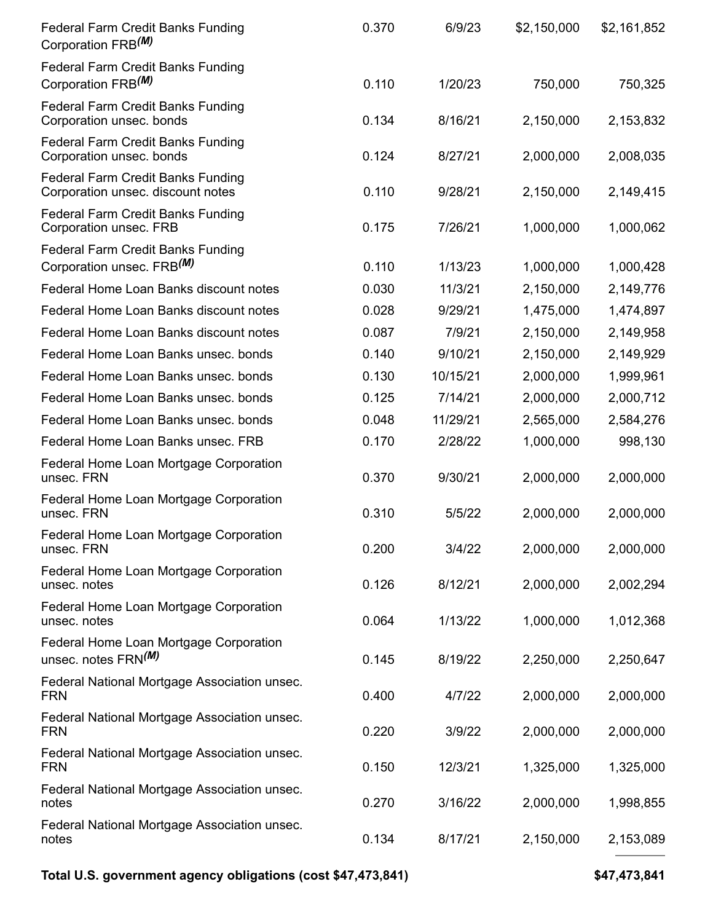| | | | | |
|---|---|---|---|---|
| Federal Farm Credit Banks Funding Corporation FRB *(M)* | 0.370 | 6/9/23 | $2,150,000 | $2,161,852 |
| Federal Farm Credit Banks Funding Corporation FRB *(M)* | 0.110 | 1/20/23 | 750,000 | 750,325 |
| Federal Farm Credit Banks Funding Corporation unsec. bonds | 0.134 | 8/16/21 | 2,150,000 | 2,153,832 |
| Federal Farm Credit Banks Funding Corporation unsec. bonds | 0.124 | 8/27/21 | 2,000,000 | 2,008,035 |
| Federal Farm Credit Banks Funding Corporation unsec. discount notes | 0.110 | 9/28/21 | 2,150,000 | 2,149,415 |
| Federal Farm Credit Banks Funding Corporation unsec. FRB | 0.175 | 7/26/21 | 1,000,000 | 1,000,062 |
| Federal Farm Credit Banks Funding Corporation unsec. FRB *(M)* | 0.110 | 1/13/23 | 1,000,000 | 1,000,428 |
| Federal Home Loan Banks discount notes | 0.030 | 11/3/21 | 2,150,000 | 2,149,776 |
| Federal Home Loan Banks discount notes | 0.028 | 9/29/21 | 1,475,000 | 1,474,897 |
| Federal Home Loan Banks discount notes | 0.087 | 7/9/21 | 2,150,000 | 2,149,958 |
| Federal Home Loan Banks unsec. bonds | 0.140 | 9/10/21 | 2,150,000 | 2,149,929 |
| Federal Home Loan Banks unsec. bonds | 0.130 | 10/15/21 | 2,000,000 | 1,999,961 |
| Federal Home Loan Banks unsec. bonds | 0.125 | 7/14/21 | 2,000,000 | 2,000,712 |
| Federal Home Loan Banks unsec. bonds | 0.048 | 11/29/21 | 2,565,000 | 2,584,276 |
| Federal Home Loan Banks unsec. FRB | 0.170 | 2/28/22 | 1,000,000 | 998,130 |
| Federal Home Loan Mortgage Corporation unsec. FRN | 0.370 | 9/30/21 | 2,000,000 | 2,000,000 |
| Federal Home Loan Mortgage Corporation unsec. FRN | 0.310 | 5/5/22 | 2,000,000 | 2,000,000 |
| Federal Home Loan Mortgage Corporation unsec. FRN | 0.200 | 3/4/22 | 2,000,000 | 2,000,000 |
| Federal Home Loan Mortgage Corporation unsec. notes | 0.126 | 8/12/21 | 2,000,000 | 2,002,294 |
| Federal Home Loan Mortgage Corporation unsec. notes | 0.064 | 1/13/22 | 1,000,000 | 1,012,368 |
| Federal Home Loan Mortgage Corporation unsec. notes FRN *(M)* | 0.145 | 8/19/22 | 2,250,000 | 2,250,647 |
| Federal National Mortgage Association unsec. FRN | 0.400 | 4/7/22 | 2,000,000 | 2,000,000 |
| Federal National Mortgage Association unsec. FRN | 0.220 | 3/9/22 | 2,000,000 | 2,000,000 |
| Federal National Mortgage Association unsec. FRN | 0.150 | 12/3/21 | 1,325,000 | 1,325,000 |
| Federal National Mortgage Association unsec. notes | 0.270 | 3/16/22 | 2,000,000 | 1,998,855 |
| Federal National Mortgage Association unsec. notes | 0.134 | 8/17/21 | 2,150,000 | 2,153,089 |
| **Total U.S. government agency obligations (cost $47,473,841)** | | | | **$47,473,841** |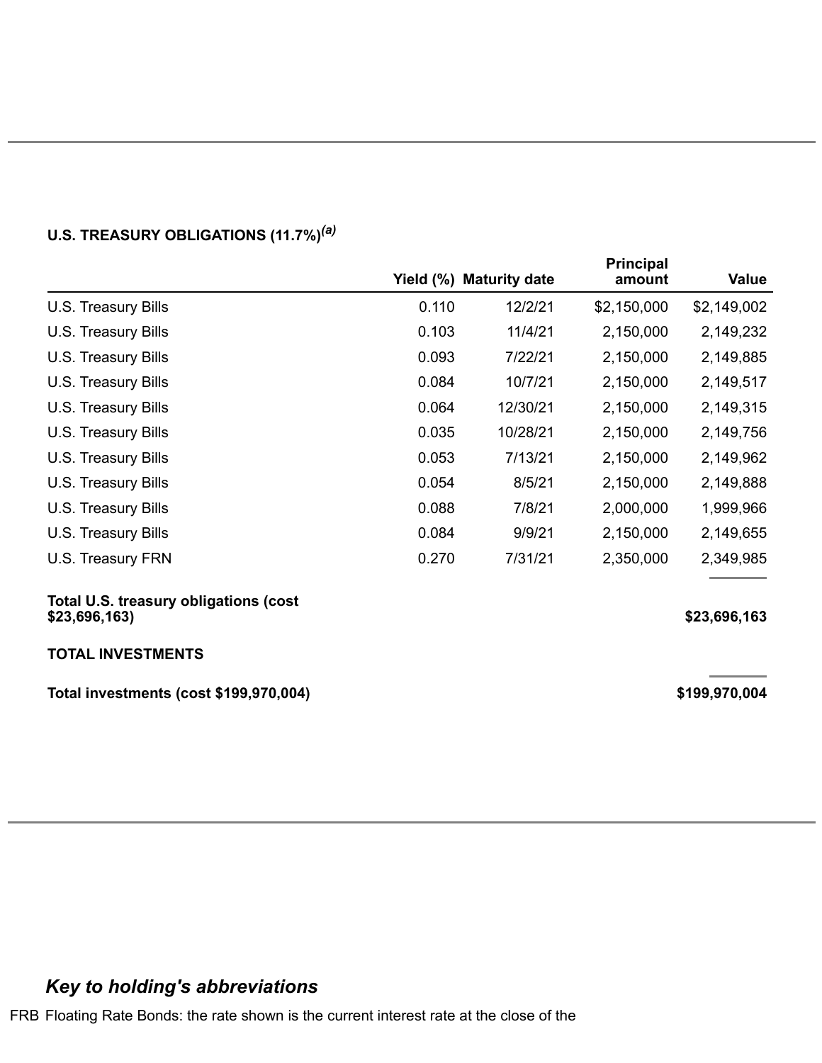**U.S. TREASURY OBLIGATIONS (11.7%)[(a)]**

| | Yield (%) | Maturity date | Principal amount | Value |
|---|---|---|---|---|
| U.S. Treasury Bills | 0.110 | 12/2/21 | $2,150,000 | $2,149,002 |
| U.S. Treasury Bills | 0.103 | 11/4/21 | 2,150,000 | 2,149,232 |
| U.S. Treasury Bills | 0.093 | 7/22/21 | 2,150,000 | 2,149,885 |
| U.S. Treasury Bills | 0.084 | 10/7/21 | 2,150,000 | 2,149,517 |
| U.S. Treasury Bills | 0.064 | 12/30/21 | 2,150,000 | 2,149,315 |
| U.S. Treasury Bills | 0.035 | 10/28/21 | 2,150,000 | 2,149,756 |
| U.S. Treasury Bills | 0.053 | 7/13/21 | 2,150,000 | 2,149,962 |
| U.S. Treasury Bills | 0.054 | 8/5/21 | 2,150,000 | 2,149,888 |
| U.S. Treasury Bills | 0.088 | 7/8/21 | 2,000,000 | 1,999,966 |
| U.S. Treasury Bills | 0.084 | 9/9/21 | 2,150,000 | 2,149,655 |
| U.S. Treasury FRN | 0.270 | 7/31/21 | 2,350,000 | 2,349,985 |
| **Total U.S. treasury obligations (cost $23,696,163)** | | | | **$23,696,163** |
| **TOTAL INVESTMENTS** | | | | |
| **Total investments (cost $199,970,004)** | | | | **$199,970,004** |

## *Key to holding's abbreviations*

FRB Floating Rate Bonds: the rate shown is the current interest rate at the close of the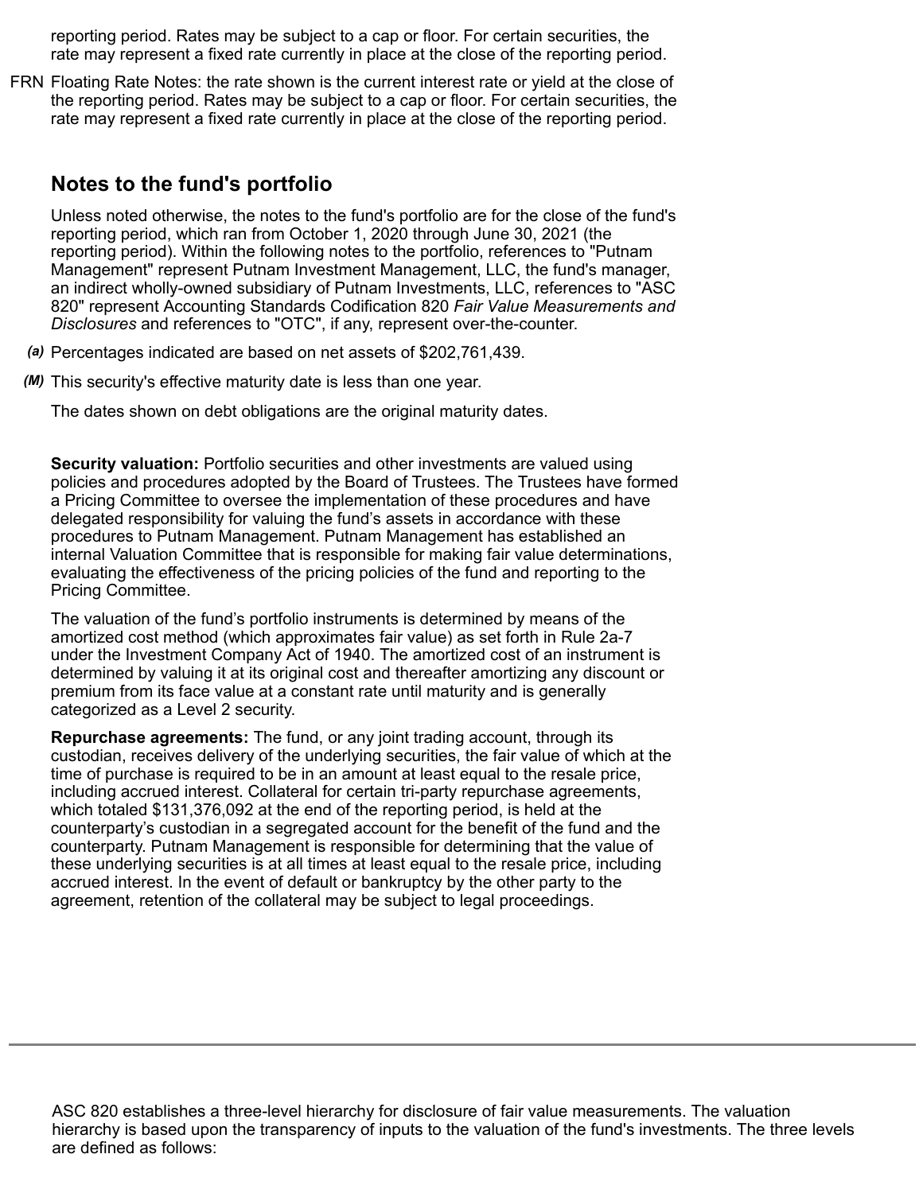reporting period. Rates may be subject to a cap or floor. For certain securities, the rate may represent a fixed rate currently in place at the close of the reporting period.

FRN Floating Rate Notes: the rate shown is the current interest rate or yield at the close of the reporting period. Rates may be subject to a cap or floor. For certain securities, the rate may represent a fixed rate currently in place at the close of the reporting period.

## Notes to the fund's portfolio

Unless noted otherwise, the notes to the fund's portfolio are for the close of the fund's reporting period, which ran from October 1, 2020 through June 30, 2021 (the reporting period). Within the following notes to the portfolio, references to "Putnam Management" represent Putnam Investment Management, LLC, the fund's manager, an indirect wholly-owned subsidiary of Putnam Investments, LLC, references to "ASC 820" represent Accounting Standards Codification 820 *Fair Value Measurements and Disclosures* and references to "OTC", if any, represent over-the-counter.

*(a)* Percentages indicated are based on net assets of $202,761,439.

*(M)* This security's effective maturity date is less than one year.

The dates shown on debt obligations are the original maturity dates.

**Security valuation:** Portfolio securities and other investments are valued using policies and procedures adopted by the Board of Trustees. The Trustees have formed a Pricing Committee to oversee the implementation of these procedures and have delegated responsibility for valuing the fund's assets in accordance with these procedures to Putnam Management. Putnam Management has established an internal Valuation Committee that is responsible for making fair value determinations, evaluating the effectiveness of the pricing policies of the fund and reporting to the Pricing Committee.

The valuation of the fund's portfolio instruments is determined by means of the amortized cost method (which approximates fair value) as set forth in Rule 2a-7 under the Investment Company Act of 1940. The amortized cost of an instrument is determined by valuing it at its original cost and thereafter amortizing any discount or premium from its face value at a constant rate until maturity and is generally categorized as a Level 2 security.

**Repurchase agreements:** The fund, or any joint trading account, through its custodian, receives delivery of the underlying securities, the fair value of which at the time of purchase is required to be in an amount at least equal to the resale price, including accrued interest. Collateral for certain tri-party repurchase agreements, which totaled $131,376,092 at the end of the reporting period, is held at the counterparty's custodian in a segregated account for the benefit of the fund and the counterparty. Putnam Management is responsible for determining that the value of these underlying securities is at all times at least equal to the resale price, including accrued interest. In the event of default or bankruptcy by the other party to the agreement, retention of the collateral may be subject to legal proceedings.

---

ASC 820 establishes a three-level hierarchy for disclosure of fair value measurements. The valuation hierarchy is based upon the transparency of inputs to the valuation of the fund's investments. The three levels are defined as follows: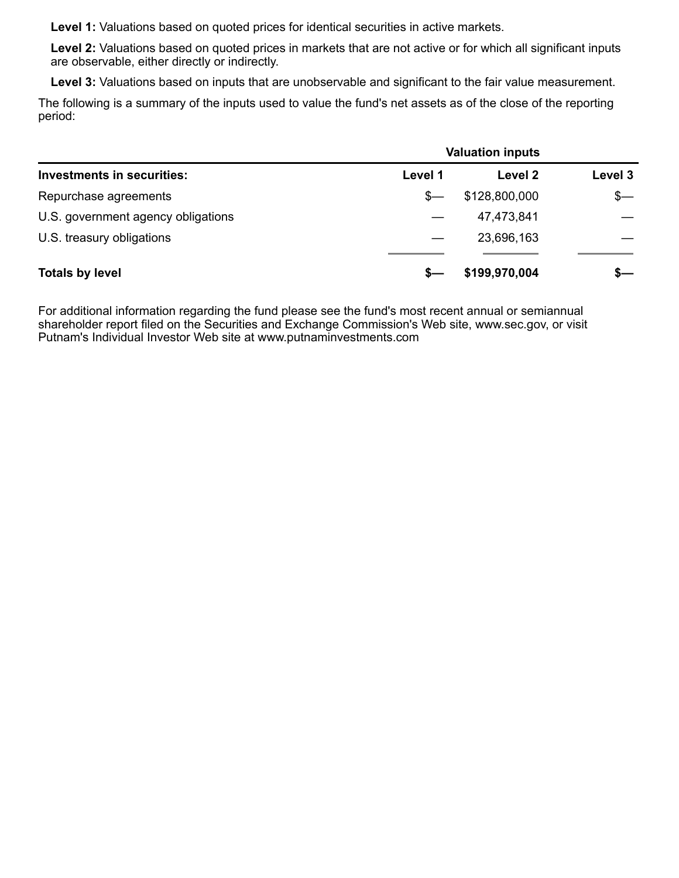**Level 1:** Valuations based on quoted prices for identical securities in active markets.

**Level 2:** Valuations based on quoted prices in markets that are not active or for which all significant inputs are observable, either directly or indirectly.

**Level 3:** Valuations based on inputs that are unobservable and significant to the fair value measurement.

The following is a summary of the inputs used to value the fund's net assets as of the close of the reporting period:

| | Valuation inputs | | |
|---|---|---|---|
| **Investments in securities:** | **Level 1** | **Level 2** | **Level 3** |
| Repurchase agreements | $— | $128,800,000 | $— |
| U.S. government agency obligations | — | 47,473,841 | — |
| U.S. treasury obligations | — | 23,696,163 | — |
| **Totals by level** | **$—** | **$199,970,004** | **$—** |

For additional information regarding the fund please see the fund's most recent annual or semiannual shareholder report filed on the Securities and Exchange Commission's Web site, www.sec.gov, or visit Putnam's Individual Investor Web site at www.putnaminvestments.com